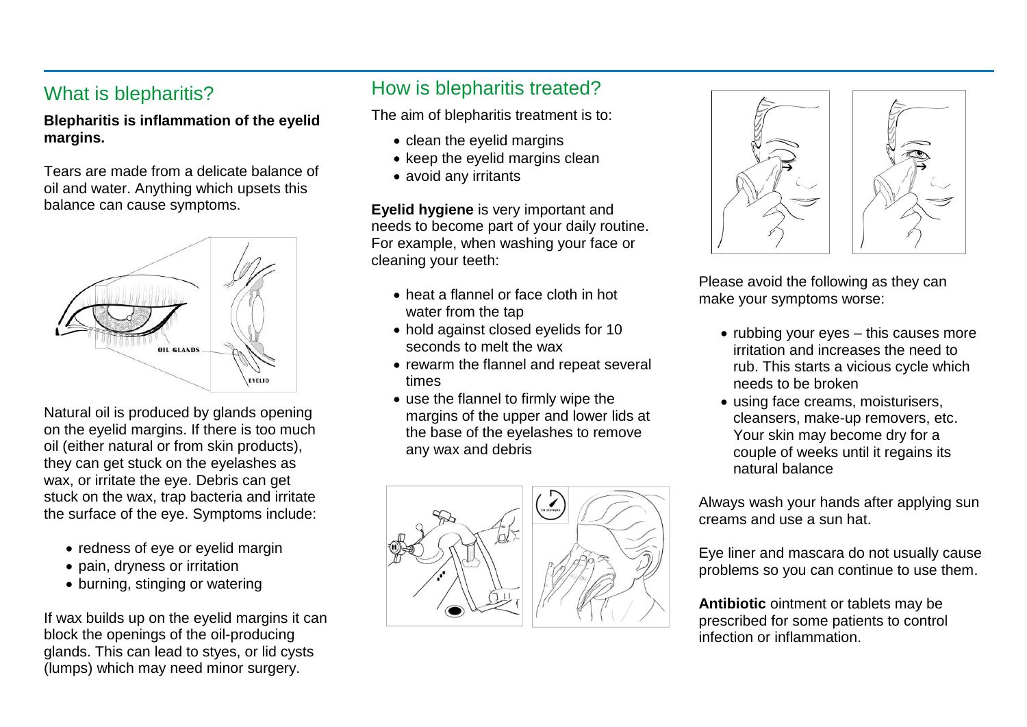## What is blepharitis?

**Blepharitis is inflammation of the eyelid margins.**

Tears are made from a delicate balance of oil and water. Anything which upsets this balance can cause symptoms.

Natural oil is produced by glands opening on the eyelid margins. If there is too much oil (either natural or from skin products), they can get stuck on the eyelashes as wax, or irritate the eye. Debris can get stuck on the wax, trap bacteria and irritate the surface of the eye. Symptoms include:

- redness of eye or eyelid margin
- pain, dryness or irritation
- burning, stinging or watering

If wax builds up on the eyelid margins it can block the openings of the oil-producing glands. This can lead to styes, or lid cysts (lumps) which may need minor surgery.

## How is blepharitis treated?

The aim of blepharitis treatment is to:

- clean the eyelid margins
- keep the eyelid margins clean
- avoid any irritants

**Eyelid hygiene** is very important and needs to become part of your daily routine. For example, when washing your face or cleaning your teeth:

- heat a flannel or face cloth in hot water from the tap
- hold against closed eyelids for 10 seconds to melt the wax
- rewarm the flannel and repeat several times
- use the flannel to firmly wipe the margins of the upper and lower lids at the base of the eyelashes to remove any wax and debris

Please avoid the following as they can make your symptoms worse:

- rubbing your eyes – this causes more irritation and increases the need to rub. This starts a vicious cycle which needs to be broken
- using face creams, moisturisers, cleansers, make-up removers, etc. Your skin may become dry for a couple of weeks until it regains its natural balance

Always wash your hands after applying sun creams and use a sun hat.

Eye liner and mascara do not usually cause problems so you can continue to use them.

**Antibiotic** ointment or tablets may be prescribed for some patients to control infection or inflammation.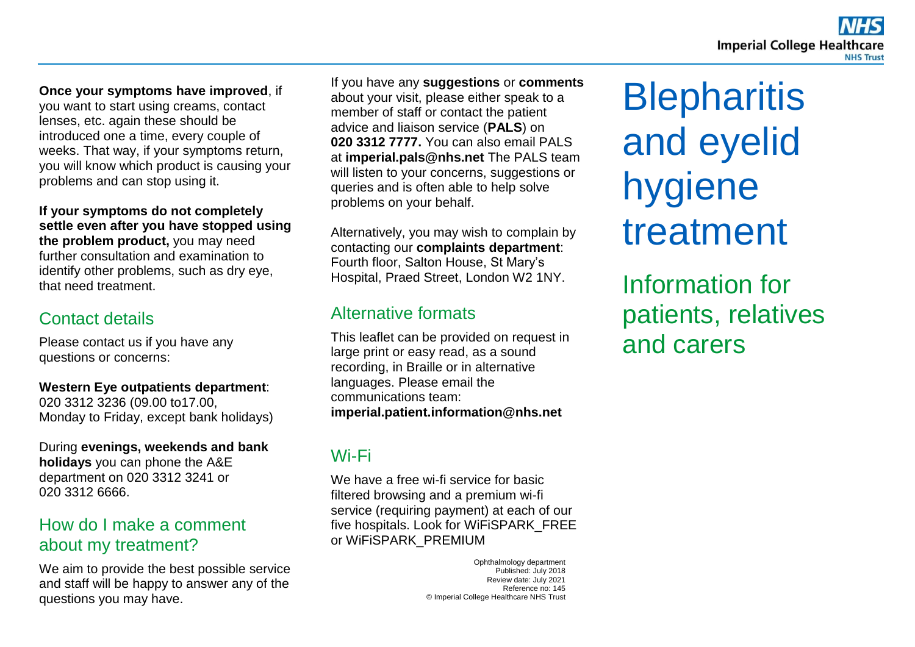**Once your symptoms have improved**, if you want to start using creams, contact lenses, etc. again these should be introduced one a time, every couple of weeks. That way, if your symptoms return, you will know which product is causing your problems and can stop using it.

**If your symptoms do not completely settle even after you have stopped using the problem product,** you may need further consultation and examination to identify other problems, such as dry eye, that need treatment.

## Contact details

Please contact us if you have any questions or concerns:

**Western Eye outpatients department**: 020 3312 3236 (09.00 to17.00, Monday to Friday, except bank holidays)

During **evenings, weekends and bank holidays** you can phone the A&E department on 020 3312 3241 or 020 3312 6666.

## How do I make a comment about my treatment?

We aim to provide the best possible service and staff will be happy to answer any of the questions you may have.

If you have any **suggestions** or **comments** about your visit, please either speak to a member of staff or contact the patient advice and liaison service (**PALS**) on **020 3312 7777.** You can also email PALS at **imperial.pals@nhs.net** The PALS team will listen to your concerns, suggestions or queries and is often able to help solve problems on your behalf.

Alternatively, you may wish to complain by contacting our **complaints department**: Fourth floor, Salton House, St Mary's Hospital, Praed Street, London W2 1NY.

## Alternative formats

This leaflet can be provided on request in large print or easy read, as a sound recording, in Braille or in alternative languages. Please email the communications team: **imperial.patient.information@nhs.net**

## Wi-Fi

We have a free wi-fi service for basic filtered browsing and a premium wi-fi service (requiring payment) at each of our five hospitals. Look for WiFiSPARK_FREE or WiFiSPARK_PREMIUM

Ophthalmology department
Published: July 2018
Review date: July 2021
Reference no: 145
© Imperial College Healthcare NHS Trust

Imperial College Healthcare NHS Trust

# Blepharitis and eyelid hygiene treatment

## Information for patients, relatives and carers